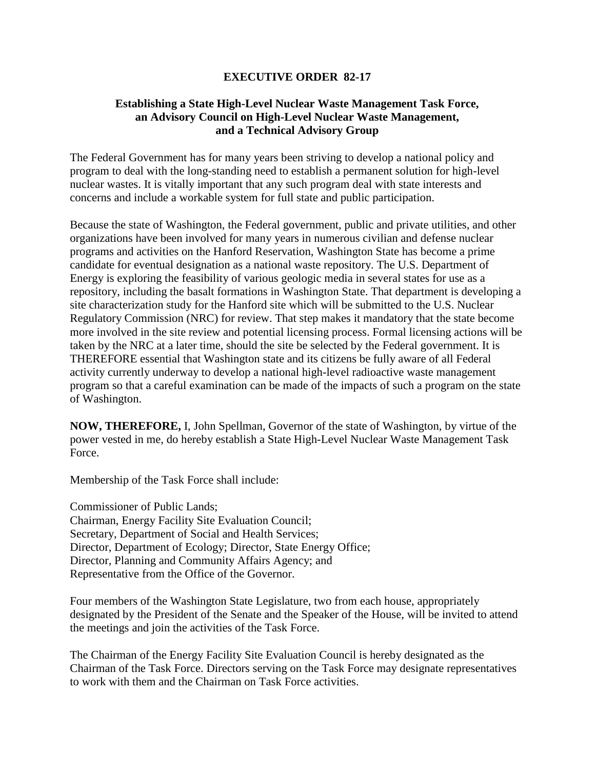# EXECUTIVE ORDER 82-17

## Establishing a State High-Level Nuclear Waste Management Task Force, an Advisory Council on High-Level Nuclear Waste Management, and a Technical Advisory Group

The Federal Government has for many years been striving to develop a national policy and program to deal with the long-standing need to establish a permanent solution for high-level nuclear wastes. It is vitally important that any such program deal with state interests and concerns and include a workable system for full state and public participation.

Because the state of Washington, the Federal government, public and private utilities, and other organizations have been involved for many years in numerous civilian and defense nuclear programs and activities on the Hanford Reservation, Washington State has become a prime candidate for eventual designation as a national waste repository. The U.S. Department of Energy is exploring the feasibility of various geologic media in several states for use as a repository, including the basalt formations in Washington State. That department is developing a site characterization study for the Hanford site which will be submitted to the U.S. Nuclear Regulatory Commission (NRC) for review. That step makes it mandatory that the state become more involved in the site review and potential licensing process. Formal licensing actions will be taken by the NRC at a later time, should the site be selected by the Federal government. It is THEREFORE essential that Washington state and its citizens be fully aware of all Federal activity currently underway to develop a national high-level radioactive waste management program so that a careful examination can be made of the impacts of such a program on the state of Washington.

**NOW, THEREFORE,** I, John Spellman, Governor of the state of Washington, by virtue of the power vested in me, do hereby establish a State High-Level Nuclear Waste Management Task Force.

Membership of the Task Force shall include:

Commissioner of Public Lands;
Chairman, Energy Facility Site Evaluation Council;
Secretary, Department of Social and Health Services;
Director, Department of Ecology; Director, State Energy Office;
Director, Planning and Community Affairs Agency; and
Representative from the Office of the Governor.

Four members of the Washington State Legislature, two from each house, appropriately designated by the President of the Senate and the Speaker of the House, will be invited to attend the meetings and join the activities of the Task Force.

The Chairman of the Energy Facility Site Evaluation Council is hereby designated as the Chairman of the Task Force. Directors serving on the Task Force may designate representatives to work with them and the Chairman on Task Force activities.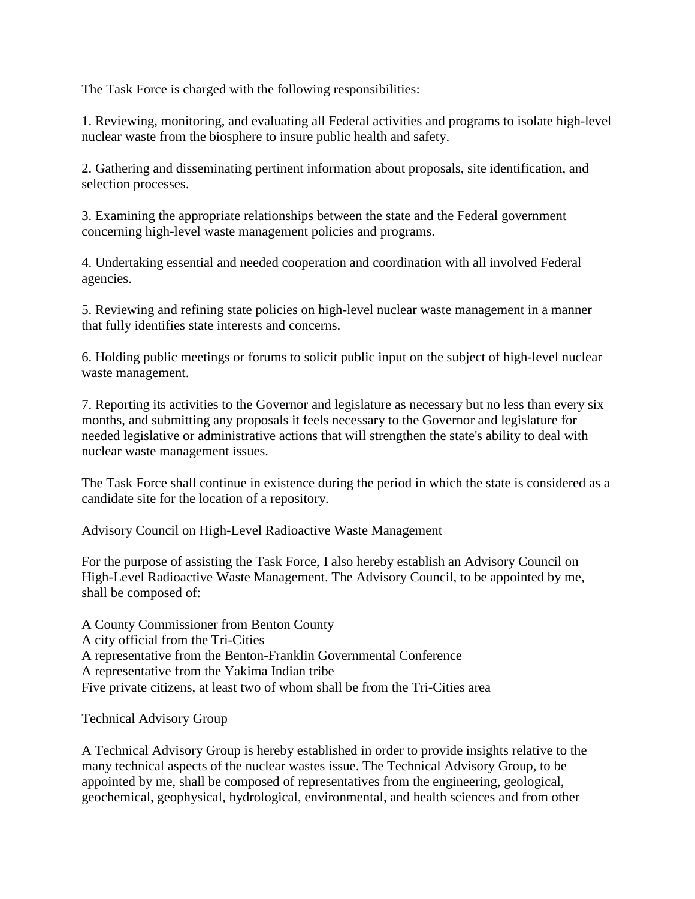The Task Force is charged with the following responsibilities:

1. Reviewing, monitoring, and evaluating all Federal activities and programs to isolate high-level nuclear waste from the biosphere to insure public health and safety.

2. Gathering and disseminating pertinent information about proposals, site identification, and selection processes.

3. Examining the appropriate relationships between the state and the Federal government concerning high-level waste management policies and programs.

4. Undertaking essential and needed cooperation and coordination with all involved Federal agencies.

5. Reviewing and refining state policies on high-level nuclear waste management in a manner that fully identifies state interests and concerns.

6. Holding public meetings or forums to solicit public input on the subject of high-level nuclear waste management.

7. Reporting its activities to the Governor and legislature as necessary but no less than every six months, and submitting any proposals it feels necessary to the Governor and legislature for needed legislative or administrative actions that will strengthen the state's ability to deal with nuclear waste management issues.

The Task Force shall continue in existence during the period in which the state is considered as a candidate site for the location of a repository.

Advisory Council on High-Level Radioactive Waste Management

For the purpose of assisting the Task Force, I also hereby establish an Advisory Council on High-Level Radioactive Waste Management. The Advisory Council, to be appointed by me, shall be composed of:

A County Commissioner from Benton County
A city official from the Tri-Cities
A representative from the Benton-Franklin Governmental Conference
A representative from the Yakima Indian tribe
Five private citizens, at least two of whom shall be from the Tri-Cities area

Technical Advisory Group

A Technical Advisory Group is hereby established in order to provide insights relative to the many technical aspects of the nuclear wastes issue. The Technical Advisory Group, to be appointed by me, shall be composed of representatives from the engineering, geological, geochemical, geophysical, hydrological, environmental, and health sciences and from other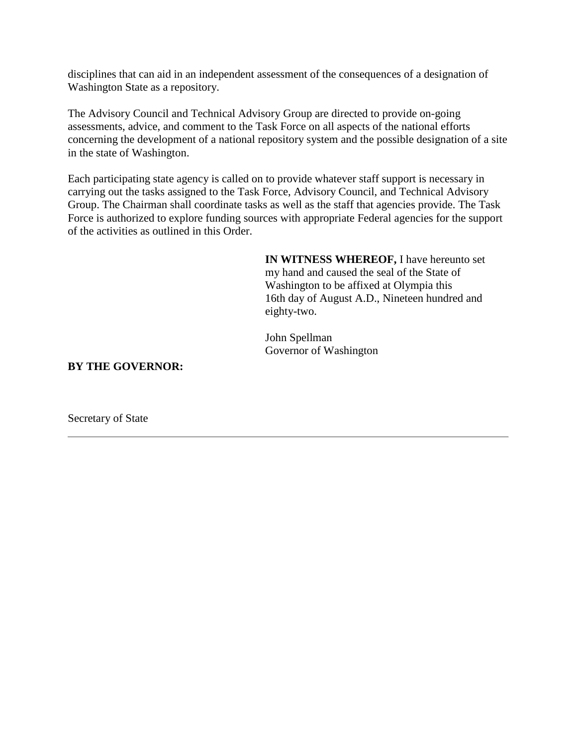disciplines that can aid in an independent assessment of the consequences of a designation of Washington State as a repository.

The Advisory Council and Technical Advisory Group are directed to provide on-going assessments, advice, and comment to the Task Force on all aspects of the national efforts concerning the development of a national repository system and the possible designation of a site in the state of Washington.

Each participating state agency is called on to provide whatever staff support is necessary in carrying out the tasks assigned to the Task Force, Advisory Council, and Technical Advisory Group. The Chairman shall coordinate tasks as well as the staff that agencies provide. The Task Force is authorized to explore funding sources with appropriate Federal agencies for the support of the activities as outlined in this Order.

**IN WITNESS WHEREOF,** I have hereunto set my hand and caused the seal of the State of Washington to be affixed at Olympia this 16th day of August A.D., Nineteen hundred and eighty-two.

John Spellman
Governor of Washington

**BY THE GOVERNOR:**

Secretary of State

---